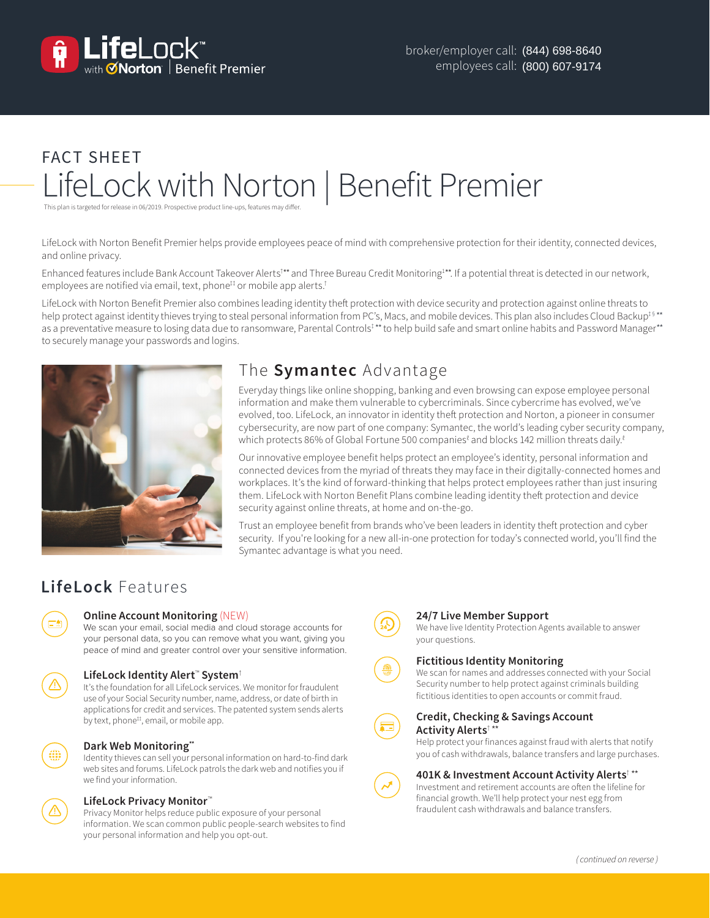LifeLock with Norton | Benefit Premier

broker/employer call: (844) 698-8640
employees call: (800) 607-9174

FACT SHEET

# LifeLock with Norton | Benefit Premier

This plan is targeted for release in 06/2019. Prospective product line-ups, features may differ.

LifeLock with Norton Benefit Premier helps provide employees peace of mind with comprehensive protection for their identity, connected devices, and online privacy.

Enhanced features include Bank Account Takeover Alerts†** and Three Bureau Credit Monitoring1**. If a potential threat is detected in our network, employees are notified via email, text, phone‡‡ or mobile app alerts.†

LifeLock with Norton Benefit Premier also combines leading identity theft protection with device security and protection against online threats to help protect against identity thieves trying to steal personal information from PC's, Macs, and mobile devices. This plan also includes Cloud Backup‡§** as a preventative measure to losing data due to ransomware, Parental Controls‡** to help build safe and smart online habits and Password Manager** to securely manage your passwords and logins.

## The **Symantec** Advantage

Everyday things like online shopping, banking and even browsing can expose employee personal information and make them vulnerable to cybercriminals. Since cybercrime has evolved, we've evolved, too. LifeLock, an innovator in identity theft protection and Norton, a pioneer in consumer cybersecurity, are now part of one company: Symantec, the world's leading cyber security company, which protects 86% of Global Fortune 500 companies£ and blocks 142 million threats daily.£

Our innovative employee benefit helps protect an employee's identity, personal information and connected devices from the myriad of threats they may face in their digitally-connected homes and workplaces. It's the kind of forward-thinking that helps protect employees rather than just insuring them. LifeLock with Norton Benefit Plans combine leading identity theft protection and device security against online threats, at home and on-the-go.

Trust an employee benefit from brands who've been leaders in identity theft protection and cyber security. If you're looking for a new all-in-one protection for today's connected world, you'll find the Symantec advantage is what you need.

## **LifeLock** Features

### Online Account Monitoring (NEW)

We scan your email, social media and cloud storage accounts for your personal data, so you can remove what you want, giving you peace of mind and greater control over your sensitive information.

### LifeLock Identity Alert™ System†

It's the foundation for all LifeLock services. We monitor for fraudulent use of your Social Security number, name, address, or date of birth in applications for credit and services. The patented system sends alerts by text, phone‡‡, email, or mobile app.

### Dark Web Monitoring**

Identity thieves can sell your personal information on hard-to-find dark web sites and forums. LifeLock patrols the dark web and notifies you if we find your information.

### LifeLock Privacy Monitor™

Privacy Monitor helps reduce public exposure of your personal information. We scan common public people-search websites to find your personal information and help you opt-out.

### 24/7 Live Member Support

We have live Identity Protection Agents available to answer your questions.

### Fictitious Identity Monitoring

We scan for names and addresses connected with your Social Security number to help protect against criminals building fictitious identities to open accounts or commit fraud.

### Credit, Checking & Savings Account Activity Alerts† **

Help protect your finances against fraud with alerts that notify you of cash withdrawals, balance transfers and large purchases.

### 401K & Investment Account Activity Alerts† **

Investment and retirement accounts are often the lifeline for financial growth. We'll help protect your nest egg from fraudulent cash withdrawals and balance transfers.

*(continued on reverse)*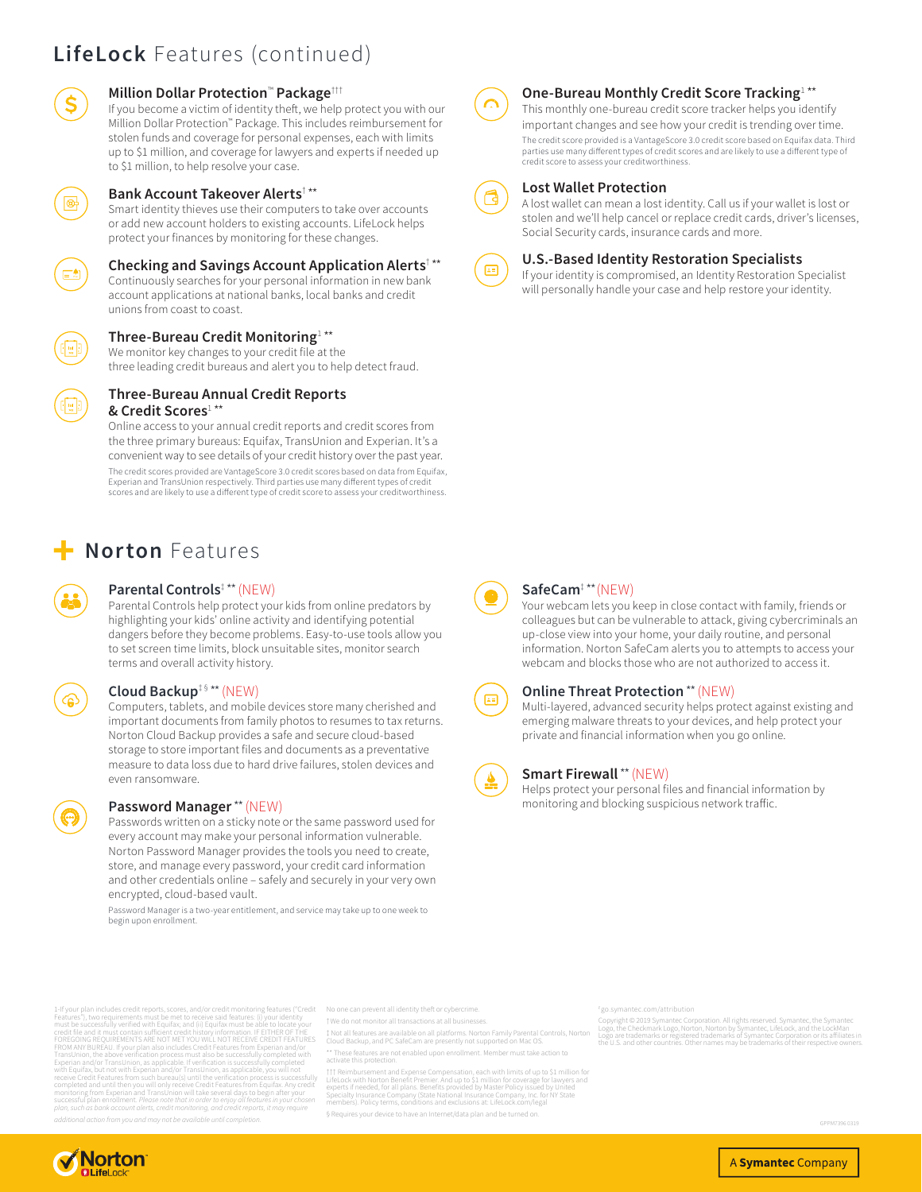# LifeLock Features (continued)

### Million Dollar Protection™ Package†††

If you become a victim of identity theft, we help protect you with our Million Dollar Protection™ Package. This includes reimbursement for stolen funds and coverage for personal expenses, each with limits up to $1 million, and coverage for lawyers and experts if needed up to $1 million, to help resolve your case.

### Bank Account Takeover Alerts† **

Smart identity thieves use their computers to take over accounts or add new account holders to existing accounts. LifeLock helps protect your finances by monitoring for these changes.

### Checking and Savings Account Application Alerts† **

Continuously searches for your personal information in new bank account applications at national banks, local banks and credit unions from coast to coast.

### Three-Bureau Credit Monitoring[1] **

We monitor key changes to your credit file at the three leading credit bureaus and alert you to help detect fraud.

### Three-Bureau Annual Credit Reports & Credit Scores[1] **

Online access to your annual credit reports and credit scores from the three primary bureaus: Equifax, TransUnion and Experian. It's a convenient way to see details of your credit history over the past year.

The credit scores provided are VantageScore 3.0 credit scores based on data from Equifax, Experian and TransUnion respectively. Third parties use many different types of credit scores and are likely to use a different type of credit score to assess your creditworthiness.

### One-Bureau Monthly Credit Score Tracking[1] **

This monthly one-bureau credit score tracker helps you identify important changes and see how your credit is trending over time.

The credit score provided is a VantageScore 3.0 credit score based on Equifax data. Third parties use many different types of credit scores and are likely to use a different type of credit score to assess your creditworthiness.

### Lost Wallet Protection

A lost wallet can mean a lost identity. Call us if your wallet is lost or stolen and we'll help cancel or replace credit cards, driver's licenses, Social Security cards, insurance cards and more.

### U.S.-Based Identity Restoration Specialists

If your identity is compromised, an Identity Restoration Specialist will personally handle your case and help restore your identity.

# Norton Features

### Parental Controls‡ ** (NEW)

Parental Controls help protect your kids from online predators by highlighting your kids' online activity and identifying potential dangers before they become problems. Easy-to-use tools allow you to set screen time limits, block unsuitable sites, monitor search terms and overall activity history.

### Cloud Backup‡ § ** (NEW)

Computers, tablets, and mobile devices store many cherished and important documents from family photos to resumes to tax returns. Norton Cloud Backup provides a safe and secure cloud-based storage to store important files and documents as a preventative measure to data loss due to hard drive failures, stolen devices and even ransomware.

### Password Manager ** (NEW)

Passwords written on a sticky note or the same password used for every account may make your personal information vulnerable. Norton Password Manager provides the tools you need to create, store, and manage every password, your credit card information and other credentials online – safely and securely in your very own encrypted, cloud-based vault.

Password Manager is a two-year entitlement, and service may take up to one week to begin upon enrollment.

### SafeCam‡ ** (NEW)

Your webcam lets you keep in close contact with family, friends or colleagues but can be vulnerable to attack, giving cybercriminals an up-close view into your home, your daily routine, and personal information. Norton SafeCam alerts you to attempts to access your webcam and blocks those who are not authorized to access it.

### Online Threat Protection ** (NEW)

Multi-layered, advanced security helps protect against existing and emerging malware threats to your devices, and help protect your private and financial information when you go online.

### Smart Firewall ** (NEW)

Helps protect your personal files and financial information by monitoring and blocking suspicious network traffic.

---

1-If your plan includes credit reports, scores, and/or credit monitoring features ("Credit Features"), two requirements must be met to receive said features: (i) your identity must be successfully verified with Equifax; and (ii) Equifax must be able to locate your credit file and it must contain sufficient credit history information. IF EITHER OF THE FOREGOING REQUIREMENTS ARE NOT MET YOU WILL NOT RECEIVE CREDIT FEATURES FROM ANY BUREAU. If your plan also includes Credit Features from Experian and/or TransUnion, the above verification process must also be successfully completed with Experian and/or TransUnion, as applicable. If verification is successfully completed with Equifax, but not with Experian and/or TransUnion, as applicable, you will not receive Credit Features from such bureau(s) until the verification process is successfully completed and until then you will only receive Credit Features from Equifax. Any credit monitoring from Experian and TransUnion will take several days to begin after your successful plan enrollment. *Please note that in order to enjoy all features in your chosen plan, such as bank account alerts, credit monitoring, and credit reports, it may require additional action from you and may not be available until completion.*

No one can prevent all identity theft or cybercrime.

† We do not monitor all transactions at all businesses.

‡ Not all features are available on all platforms. Norton Family Parental Controls, Norton Cloud Backup, and PC SafeCam are presently not supported on Mac OS.

** These features are not enabled upon enrollment. Member must take action to activate this protection.

††† Reimbursement and Expense Compensation, each with limits of up to $1 million for LifeLock with Norton Benefit Premier. And up to $1 million for coverage for lawyers and experts if needed, for all plans. Benefits provided by Master Policy issued by United Specialty Insurance Company (State National Insurance Company, Inc. for NY State members). Policy terms, conditions and exclusions at: LifeLock.com/legal

§ Requires your device to have an Internet/data plan and be turned on.

ᶠ go.symantec.com/attribution

Copyright © 2019 Symantec Corporation. All rights reserved. Symantec, the Symantec Logo, the Checkmark Logo, Norton, Norton by Symantec, LifeLock, and the LockMan Logo are trademarks or registered trademarks of Symantec Corporation or its affiliates in the U.S. and other countries. Other names may be trademarks of their respective owners.

GPPM7396 0319

Norton LifeLock

A **Symantec** Company